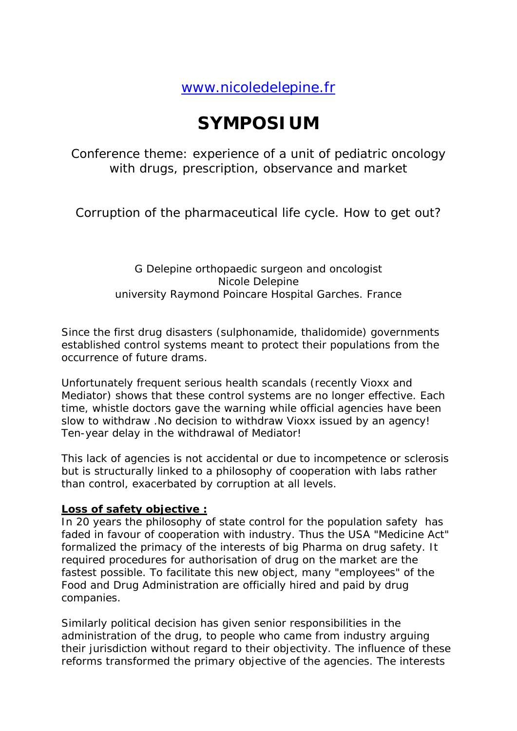www.nicoledelepine.fr

# SYMPOSIUM

Conference theme: experience of a unit of pediatric oncology with drugs, prescription, observance and market

Corruption of the pharmaceutical life cycle. How to get out?

G Delepine orthopaedic surgeon and oncologist
Nicole Delepine
university Raymond Poincare Hospital Garches. France

Since the first drug disasters (sulphonamide, thalidomide) governments established control systems meant to protect their populations from the occurrence of future drams.

Unfortunately frequent serious health scandals (recently Vioxx and Mediator) shows that these control systems are no longer effective. Each time, whistle doctors gave the warning while official agencies have been slow to withdraw .No decision to withdraw Vioxx issued by an agency! Ten-year delay in the withdrawal of Mediator!

This lack of agencies is not accidental or due to incompetence or sclerosis but is structurally linked to a philosophy of cooperation with labs rather than control, exacerbated by corruption at all levels.

**Loss of safety objective :**

In 20 years the philosophy of state control for the population safety has faded in favour of cooperation with industry. Thus the USA "Medicine Act" formalized the primacy of the interests of big Pharma on drug safety. It required procedures for authorisation of drug on the market are the fastest possible. To facilitate this new object, many "employees" of the Food and Drug Administration are officially hired and paid by drug companies.

Similarly political decision has given senior responsibilities in the administration of the drug, to people who came from industry arguing their jurisdiction without regard to their objectivity. The influence of these reforms transformed the primary objective of the agencies. The interests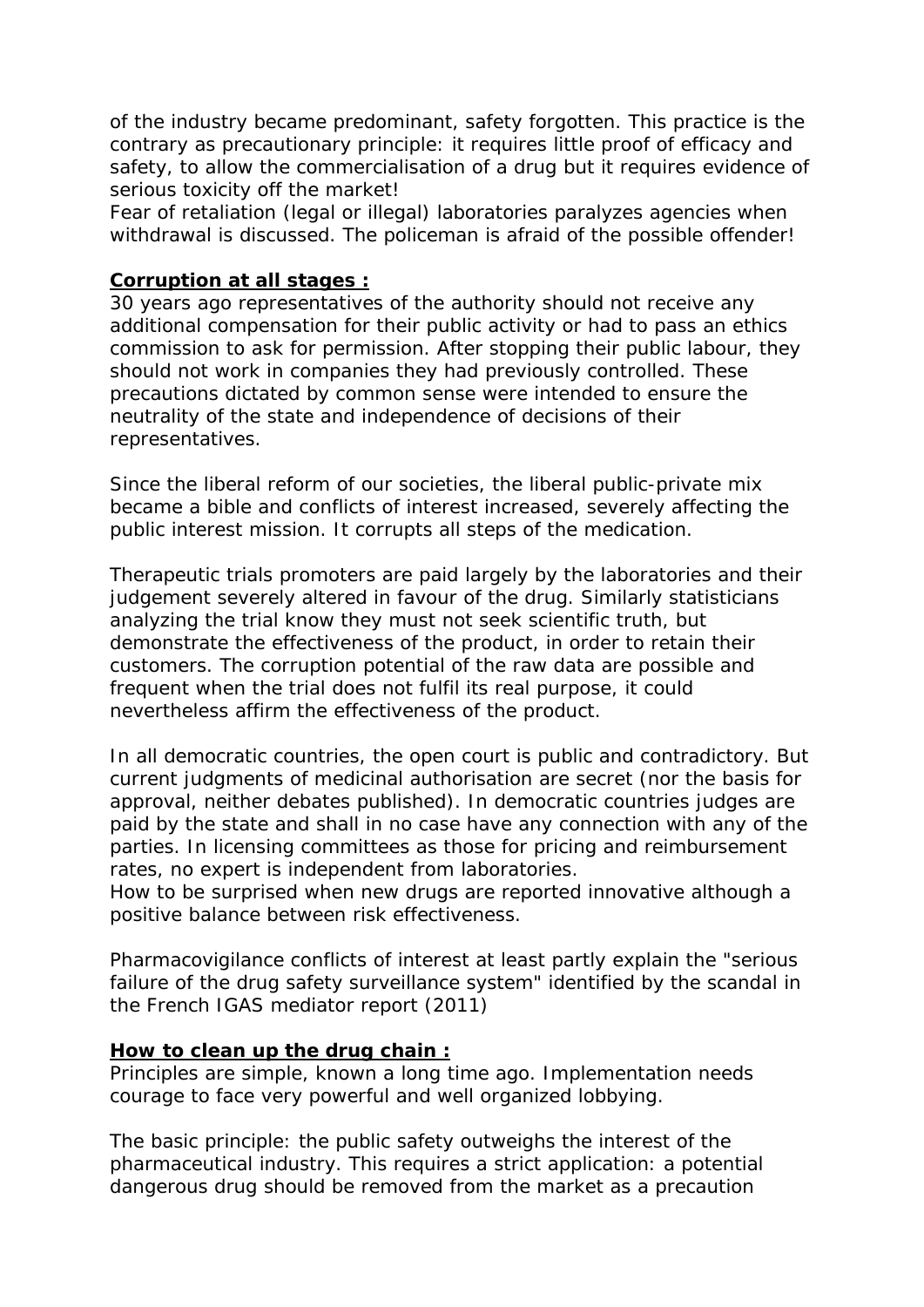of the industry became predominant, safety forgotten. This practice is the contrary as precautionary principle: it requires little proof of efficacy and safety, to allow the commercialisation of a drug but it requires evidence of serious toxicity off the market!
Fear of retaliation (legal or illegal) laboratories paralyzes agencies when withdrawal is discussed. The policeman is afraid of the possible offender!

**Corruption at all stages :**
30 years ago representatives of the authority should not receive any additional compensation for their public activity or had to pass an ethics commission to ask for permission. After stopping their public labour, they should not work in companies they had previously controlled. These precautions dictated by common sense were intended to ensure the neutrality of the state and independence of decisions of their representatives.

Since the liberal reform of our societies, the liberal public-private mix became a bible and conflicts of interest increased, severely affecting the public interest mission. It corrupts all steps of the medication.

Therapeutic trials promoters are paid largely by the laboratories and their judgement severely altered in favour of the drug. Similarly statisticians analyzing the trial know they must not seek scientific truth, but demonstrate the effectiveness of the product, in order to retain their customers. The corruption potential of the raw data are possible and frequent when the trial does not fulfil its real purpose, it could nevertheless affirm the effectiveness of the product.

In all democratic countries, the open court is public and contradictory. But current judgments of medicinal authorisation are secret (nor the basis for approval, neither debates published). In democratic countries judges are paid by the state and shall in no case have any connection with any of the parties. In licensing committees as those for pricing and reimbursement rates, no expert is independent from laboratories.
How to be surprised when new drugs are reported innovative although a positive balance between risk effectiveness.

Pharmacovigilance conflicts of interest at least partly explain the "serious failure of the drug safety surveillance system" identified by the scandal in the French IGAS mediator report (2011)

**How to clean up the drug chain :**
Principles are simple, known a long time ago. Implementation needs courage to face very powerful and well organized lobbying.

The basic principle: the public safety outweighs the interest of the pharmaceutical industry. This requires a strict application: a potential dangerous drug should be removed from the market as a precaution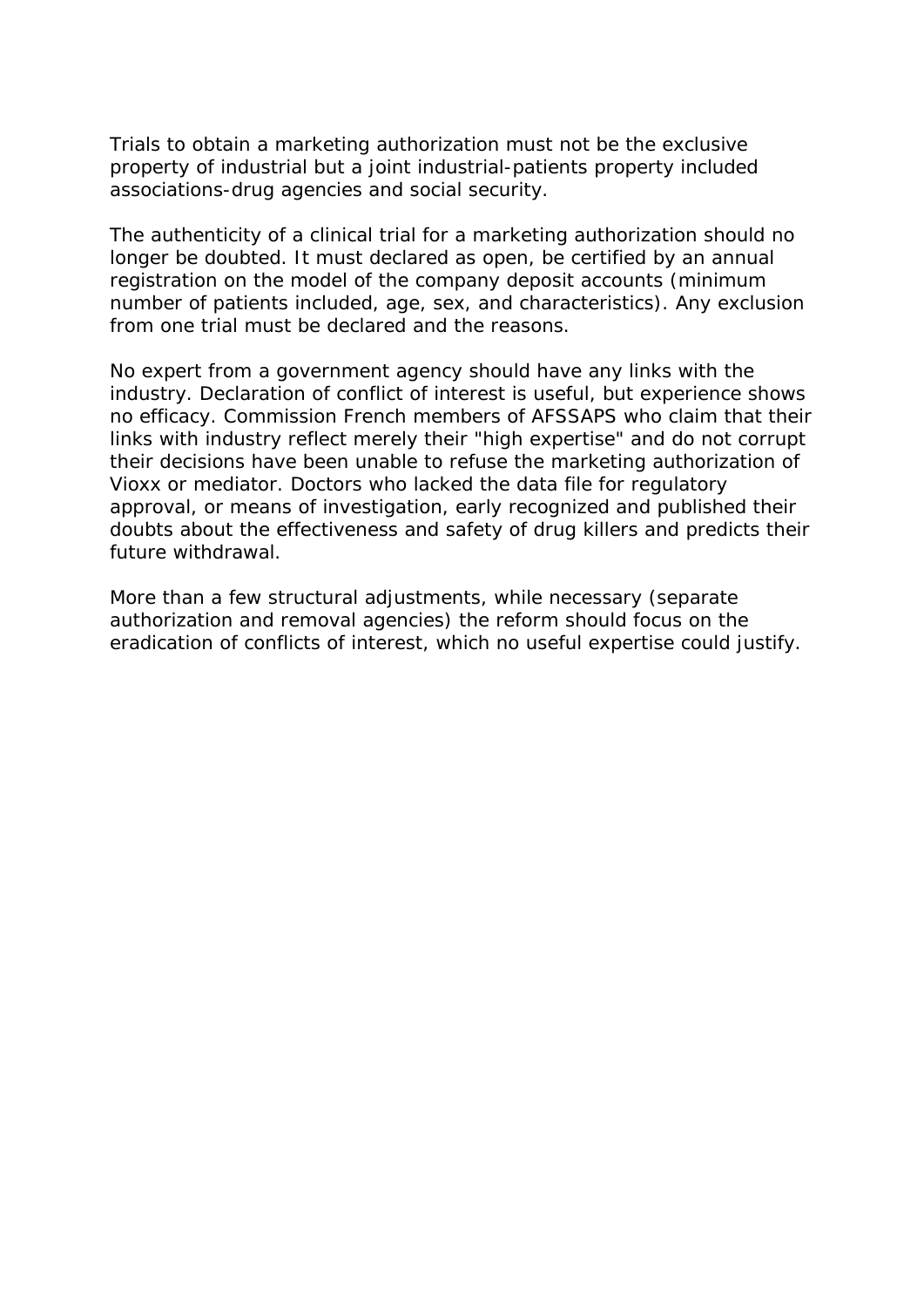Trials to obtain a marketing authorization must not be the exclusive property of industrial but a joint industrial-patients property included associations-drug agencies and social security.

The authenticity of a clinical trial for a marketing authorization should no longer be doubted. It must declared as open, be certified by an annual registration on the model of the company deposit accounts (minimum number of patients included, age, sex, and characteristics). Any exclusion from one trial must be declared and the reasons.

No expert from a government agency should have any links with the industry. Declaration of conflict of interest is useful, but experience shows no efficacy. Commission French members of AFSSAPS who claim that their links with industry reflect merely their "high expertise" and do not corrupt their decisions have been unable to refuse the marketing authorization of Vioxx or mediator. Doctors who lacked the data file for regulatory approval, or means of investigation, early recognized and published their doubts about the effectiveness and safety of drug killers and predicts their future withdrawal.

More than a few structural adjustments, while necessary (separate authorization and removal agencies) the reform should focus on the eradication of conflicts of interest, which no useful expertise could justify.